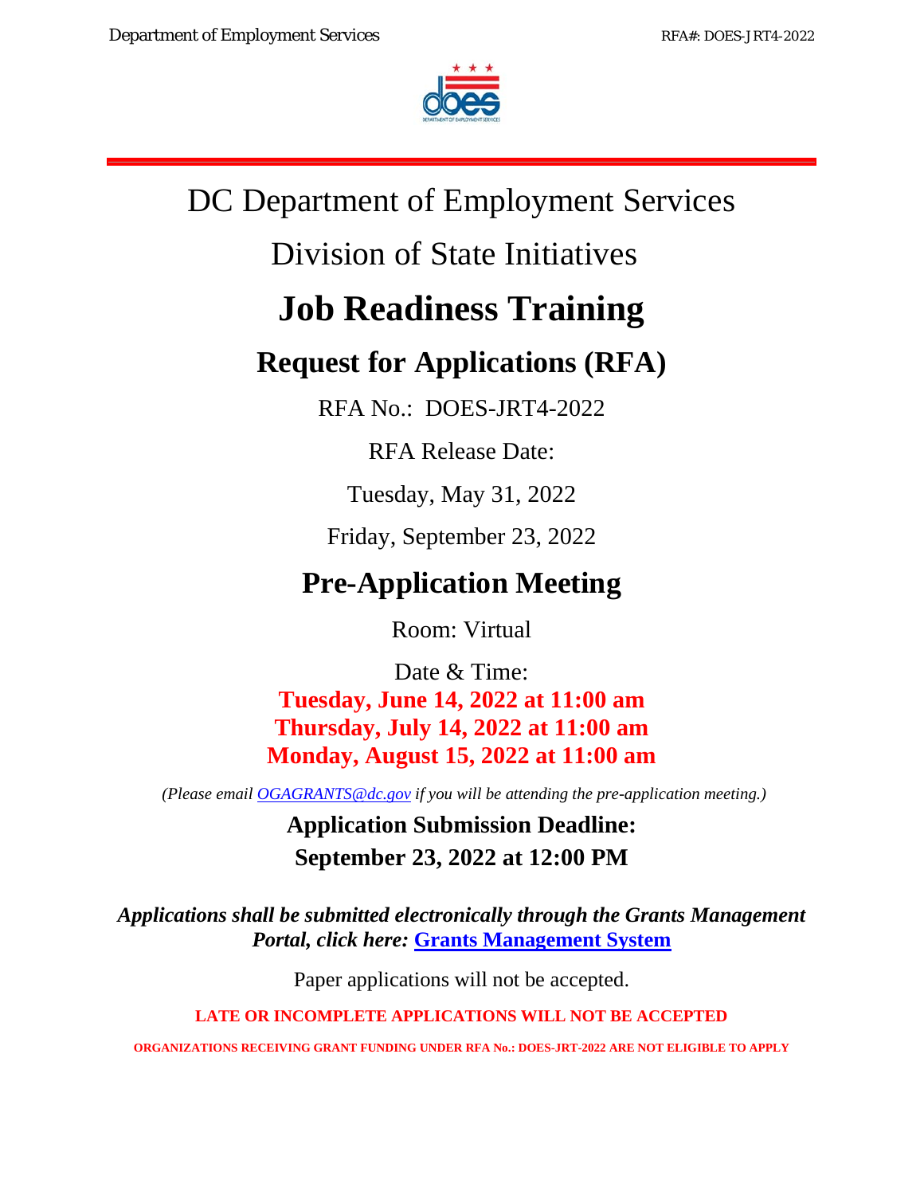# DC Department of Employment Services

## Division of State Initiatives

# Job Readiness Training

## Request for Applications (RFA)

RFA No.: DOES-JRT4-2022

RFA Release Date:

Tuesday, May 31, 2022

Friday, September 23, 2022

## Pre-Application Meeting

Room: Virtual

Date & Time:

**Tuesday, June 14, 2022 at 11:00 am**
**Thursday, July 14, 2022 at 11:00 am**
**Monday, August 15, 2022 at 11:00 am**

*(Please email OGAGRANTS@dc.gov if you will be attending the pre-application meeting.)*

**Application Submission Deadline:**
**September 23, 2022 at 12:00 PM**

***Applications shall be submitted electronically through the Grants Management Portal, click here: Grants Management System***

Paper applications will not be accepted.

**LATE OR INCOMPLETE APPLICATIONS WILL NOT BE ACCEPTED**

**ORGANIZATIONS RECEIVING GRANT FUNDING UNDER RFA No.: DOES-JRT-2022 ARE NOT ELIGIBLE TO APPLY**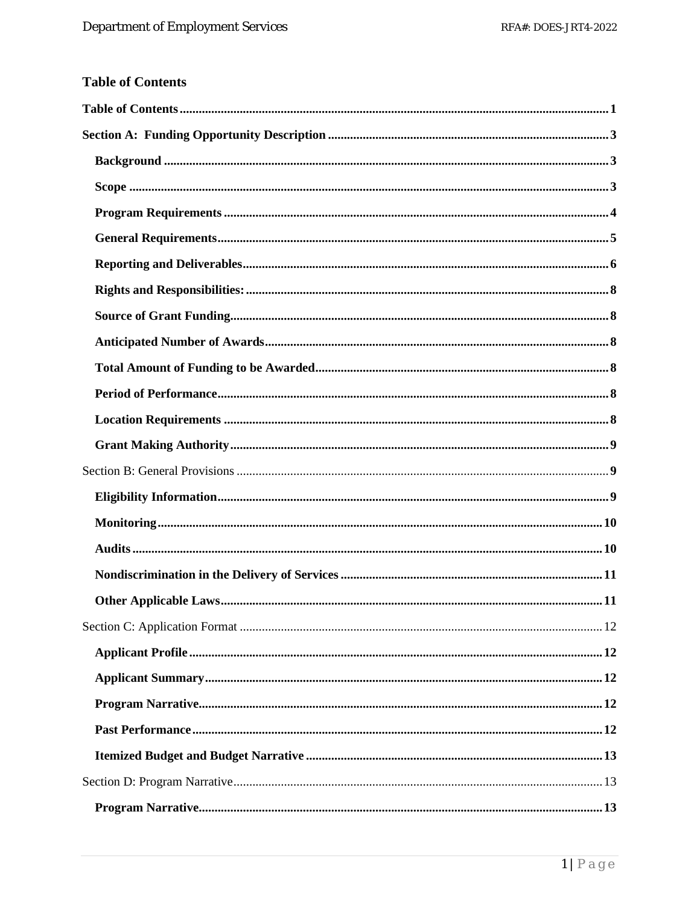## Table of Contents

**Table of Contents** ........ **1**

**Section A: Funding Opportunity Description** ........ **3**

- **Background** ........ **3**
- **Scope** ........ **3**
- **Program Requirements** ........ **4**
- **General Requirements** ........ **5**
- **Reporting and Deliverables** ........ **6**
- **Rights and Responsibilities:** ........ **8**
- **Source of Grant Funding** ........ **8**
- **Anticipated Number of Awards** ........ **8**
- **Total Amount of Funding to be Awarded** ........ **8**
- **Period of Performance** ........ **8**
- **Location Requirements** ........ **8**
- **Grant Making Authority** ........ **9**

Section B: General Provisions ........ **9**

- **Eligibility Information** ........ **9**
- **Monitoring** ........ **10**
- **Audits** ........ **10**
- **Nondiscrimination in the Delivery of Services** ........ **11**
- **Other Applicable Laws** ........ **11**

Section C: Application Format ........ 12

- **Applicant Profile** ........ **12**
- **Applicant Summary** ........ **12**
- **Program Narrative** ........ **12**
- **Past Performance** ........ **12**
- **Itemized Budget and Budget Narrative** ........ **13**

Section D: Program Narrative ........ 13

- **Program Narrative** ........ **13**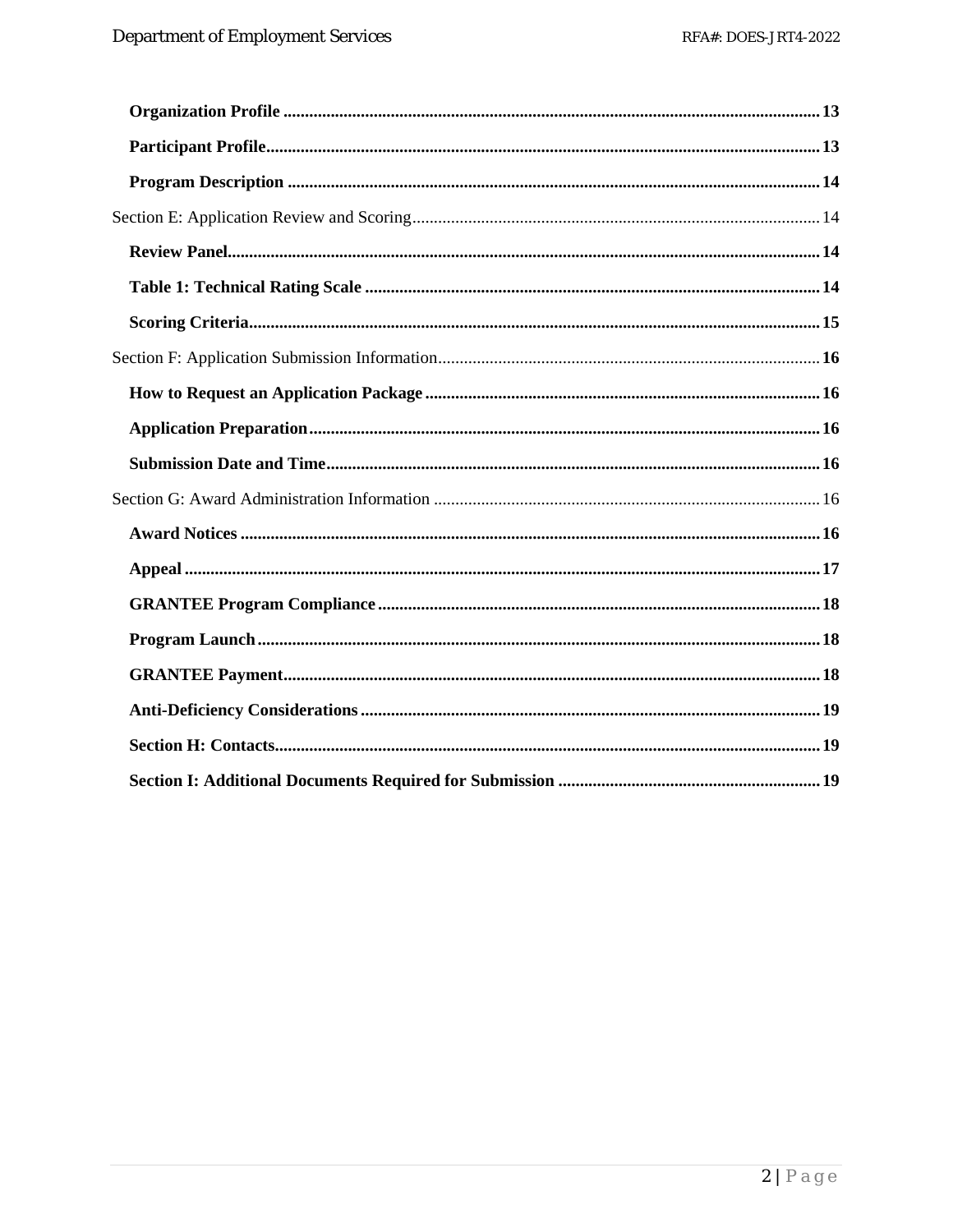**Organization Profile** ............................................................ 13

**Participant Profile** ............................................................ 13

**Program Description** ............................................................ 14

Section E: Application Review and Scoring ............................................................ 14

**Review Panel** ............................................................ 14

**Table 1: Technical Rating Scale** ............................................................ 14

**Scoring Criteria** ............................................................ 15

Section F: Application Submission Information ............................................................ 16

**How to Request an Application Package** ............................................................ 16

**Application Preparation** ............................................................ 16

**Submission Date and Time** ............................................................ 16

Section G: Award Administration Information ............................................................ 16

**Award Notices** ............................................................ 16

**Appeal** ............................................................ 17

**GRANTEE Program Compliance** ............................................................ 18

**Program Launch** ............................................................ 18

**GRANTEE Payment** ............................................................ 18

**Anti-Deficiency Considerations** ............................................................ 19

**Section H: Contacts** ............................................................ 19

**Section I: Additional Documents Required for Submission** ............................................................ 19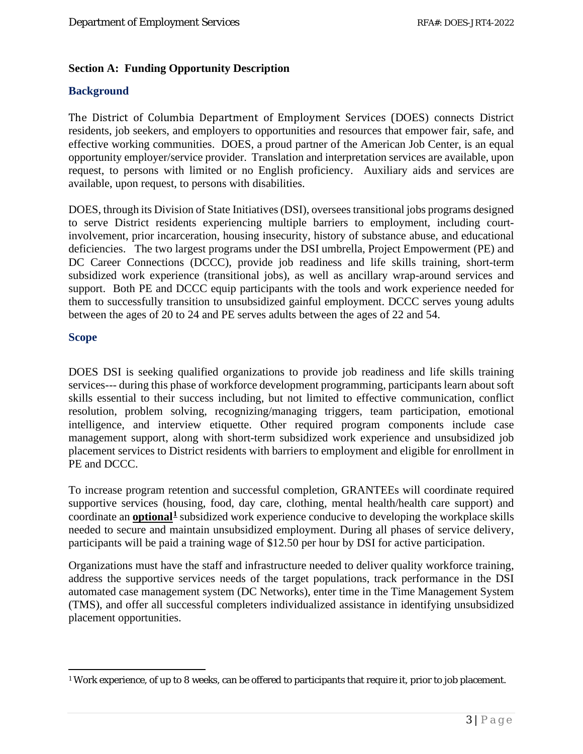## Section A: Funding Opportunity Description

### Background

The District of Columbia Department of Employment Services (DOES) connects District residents, job seekers, and employers to opportunities and resources that empower fair, safe, and effective working communities. DOES, a proud partner of the American Job Center, is an equal opportunity employer/service provider. Translation and interpretation services are available, upon request, to persons with limited or no English proficiency. Auxiliary aids and services are available, upon request, to persons with disabilities.

DOES, through its Division of State Initiatives (DSI), oversees transitional jobs programs designed to serve District residents experiencing multiple barriers to employment, including court-involvement, prior incarceration, housing insecurity, history of substance abuse, and educational deficiencies. The two largest programs under the DSI umbrella, Project Empowerment (PE) and DC Career Connections (DCCC), provide job readiness and life skills training, short-term subsidized work experience (transitional jobs), as well as ancillary wrap-around services and support. Both PE and DCCC equip participants with the tools and work experience needed for them to successfully transition to unsubsidized gainful employment. DCCC serves young adults between the ages of 20 to 24 and PE serves adults between the ages of 22 and 54.

### Scope

DOES DSI is seeking qualified organizations to provide job readiness and life skills training services--- during this phase of workforce development programming, participants learn about soft skills essential to their success including, but not limited to effective communication, conflict resolution, problem solving, recognizing/managing triggers, team participation, emotional intelligence, and interview etiquette. Other required program components include case management support, along with short-term subsidized work experience and unsubsidized job placement services to District residents with barriers to employment and eligible for enrollment in PE and DCCC.

To increase program retention and successful completion, GRANTEEs will coordinate required supportive services (housing, food, day care, clothing, mental health/health care support) and coordinate an **optional**[1] subsidized work experience conducive to developing the workplace skills needed to secure and maintain unsubsidized employment. During all phases of service delivery, participants will be paid a training wage of $12.50 per hour by DSI for active participation.

Organizations must have the staff and infrastructure needed to deliver quality workforce training, address the supportive services needs of the target populations, track performance in the DSI automated case management system (DC Networks), enter time in the Time Management System (TMS), and offer all successful completers individualized assistance in identifying unsubsidized placement opportunities.

---

[1] Work experience, of up to 8 weeks, can be offered to participants that require it, prior to job placement.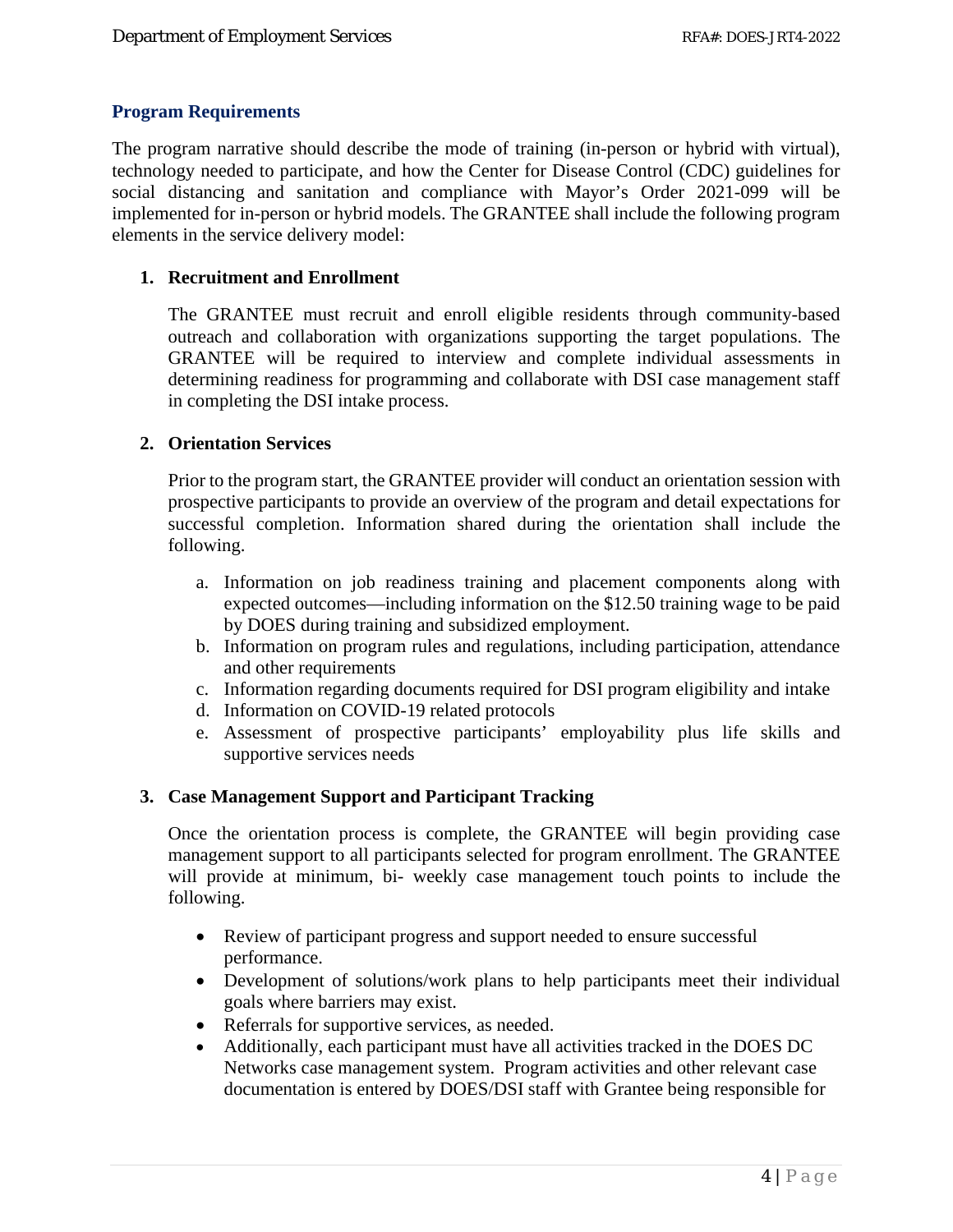## Program Requirements

The program narrative should describe the mode of training (in-person or hybrid with virtual), technology needed to participate, and how the Center for Disease Control (CDC) guidelines for social distancing and sanitation and compliance with Mayor's Order 2021-099 will be implemented for in-person or hybrid models. The GRANTEE shall include the following program elements in the service delivery model:

1. **Recruitment and Enrollment**

   The GRANTEE must recruit and enroll eligible residents through community-based outreach and collaboration with organizations supporting the target populations. The GRANTEE will be required to interview and complete individual assessments in determining readiness for programming and collaborate with DSI case management staff in completing the DSI intake process.

2. **Orientation Services**

   Prior to the program start, the GRANTEE provider will conduct an orientation session with prospective participants to provide an overview of the program and detail expectations for successful completion. Information shared during the orientation shall include the following.

   a. Information on job readiness training and placement components along with expected outcomes—including information on the $12.50 training wage to be paid by DOES during training and subsidized employment.
   b. Information on program rules and regulations, including participation, attendance and other requirements
   c. Information regarding documents required for DSI program eligibility and intake
   d. Information on COVID-19 related protocols
   e. Assessment of prospective participants' employability plus life skills and supportive services needs

3. **Case Management Support and Participant Tracking**

   Once the orientation process is complete, the GRANTEE will begin providing case management support to all participants selected for program enrollment. The GRANTEE will provide at minimum, bi- weekly case management touch points to include the following.

   - Review of participant progress and support needed to ensure successful performance.
   - Development of solutions/work plans to help participants meet their individual goals where barriers may exist.
   - Referrals for supportive services, as needed.
   - Additionally, each participant must have all activities tracked in the DOES DC Networks case management system. Program activities and other relevant case documentation is entered by DOES/DSI staff with Grantee being responsible for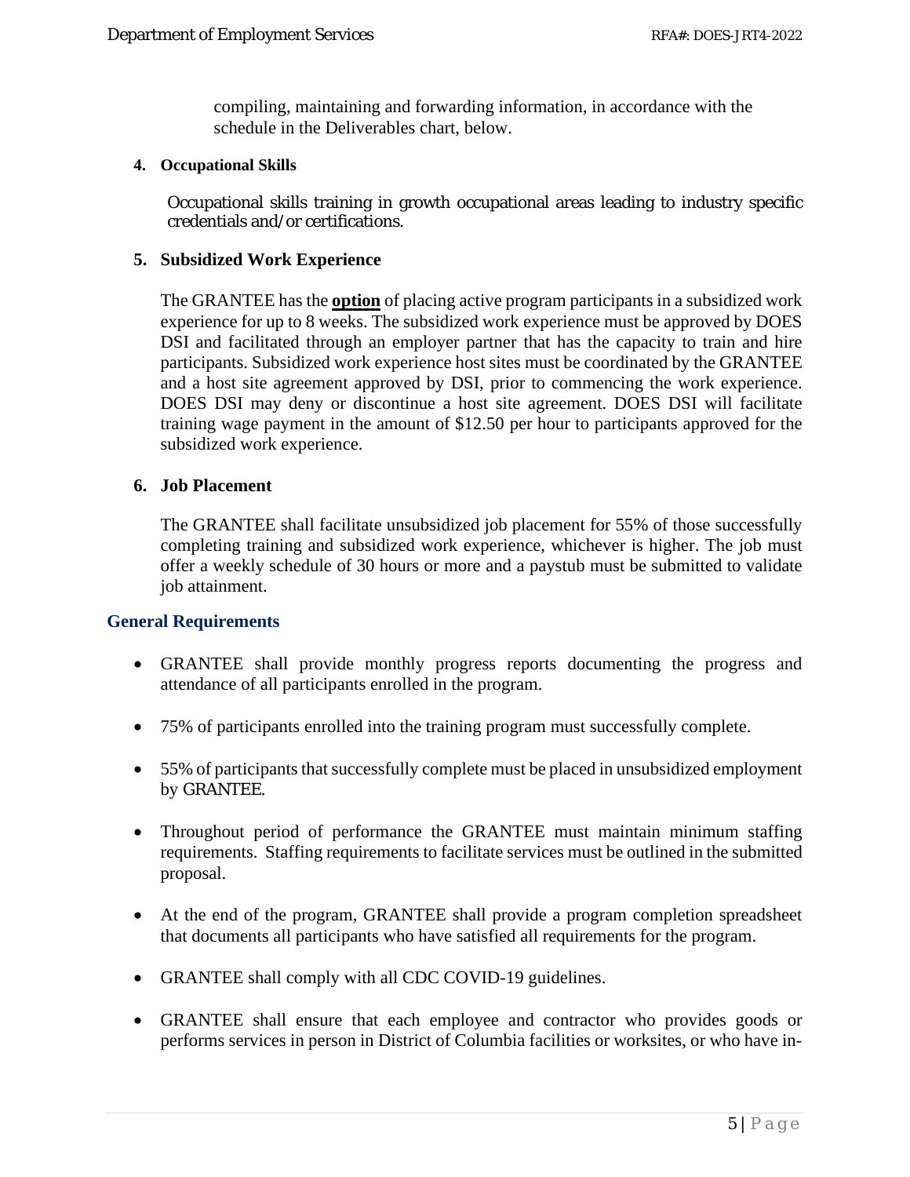compiling, maintaining and forwarding information, in accordance with the schedule in the Deliverables chart, below.

**4. Occupational Skills**

Occupational skills training in growth occupational areas leading to industry specific credentials and/or certifications.

**5. Subsidized Work Experience**

The GRANTEE has the **option** of placing active program participants in a subsidized work experience for up to 8 weeks. The subsidized work experience must be approved by DOES DSI and facilitated through an employer partner that has the capacity to train and hire participants. Subsidized work experience host sites must be coordinated by the GRANTEE and a host site agreement approved by DSI, prior to commencing the work experience. DOES DSI may deny or discontinue a host site agreement. DOES DSI will facilitate training wage payment in the amount of $12.50 per hour to participants approved for the subsidized work experience.

**6. Job Placement**

The GRANTEE shall facilitate unsubsidized job placement for 55% of those successfully completing training and subsidized work experience, whichever is higher. The job must offer a weekly schedule of 30 hours or more and a paystub must be submitted to validate job attainment.

### General Requirements

- GRANTEE shall provide monthly progress reports documenting the progress and attendance of all participants enrolled in the program.
- 75% of participants enrolled into the training program must successfully complete.
- 55% of participants that successfully complete must be placed in unsubsidized employment by GRANTEE.
- Throughout period of performance the GRANTEE must maintain minimum staffing requirements. Staffing requirements to facilitate services must be outlined in the submitted proposal.
- At the end of the program, GRANTEE shall provide a program completion spreadsheet that documents all participants who have satisfied all requirements for the program.
- GRANTEE shall comply with all CDC COVID-19 guidelines.
- GRANTEE shall ensure that each employee and contractor who provides goods or performs services in person in District of Columbia facilities or worksites, or who have in-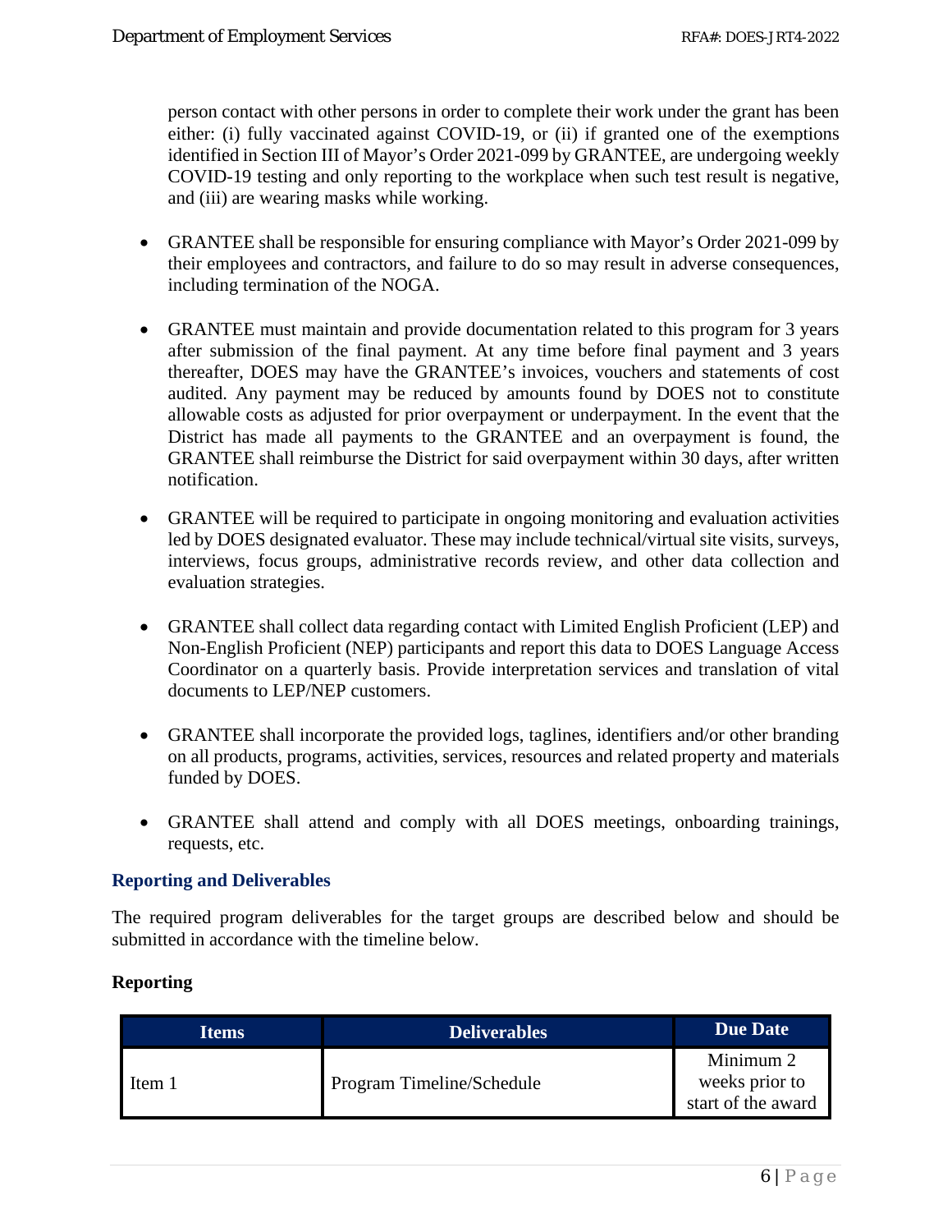person contact with other persons in order to complete their work under the grant has been either: (i) fully vaccinated against COVID-19, or (ii) if granted one of the exemptions identified in Section III of Mayor's Order 2021-099 by GRANTEE, are undergoing weekly COVID-19 testing and only reporting to the workplace when such test result is negative, and (iii) are wearing masks while working.

- GRANTEE shall be responsible for ensuring compliance with Mayor's Order 2021-099 by their employees and contractors, and failure to do so may result in adverse consequences, including termination of the NOGA.

- GRANTEE must maintain and provide documentation related to this program for 3 years after submission of the final payment. At any time before final payment and 3 years thereafter, DOES may have the GRANTEE's invoices, vouchers and statements of cost audited. Any payment may be reduced by amounts found by DOES not to constitute allowable costs as adjusted for prior overpayment or underpayment. In the event that the District has made all payments to the GRANTEE and an overpayment is found, the GRANTEE shall reimburse the District for said overpayment within 30 days, after written notification.

- GRANTEE will be required to participate in ongoing monitoring and evaluation activities led by DOES designated evaluator. These may include technical/virtual site visits, surveys, interviews, focus groups, administrative records review, and other data collection and evaluation strategies.

- GRANTEE shall collect data regarding contact with Limited English Proficient (LEP) and Non-English Proficient (NEP) participants and report this data to DOES Language Access Coordinator on a quarterly basis. Provide interpretation services and translation of vital documents to LEP/NEP customers.

- GRANTEE shall incorporate the provided logs, taglines, identifiers and/or other branding on all products, programs, activities, services, resources and related property and materials funded by DOES.

- GRANTEE shall attend and comply with all DOES meetings, onboarding trainings, requests, etc.

### Reporting and Deliverables

The required program deliverables for the target groups are described below and should be submitted in accordance with the timeline below.

**Reporting**

| Items | Deliverables | Due Date |
|---|---|---|
| Item 1 | Program Timeline/Schedule | Minimum 2 weeks prior to start of the award |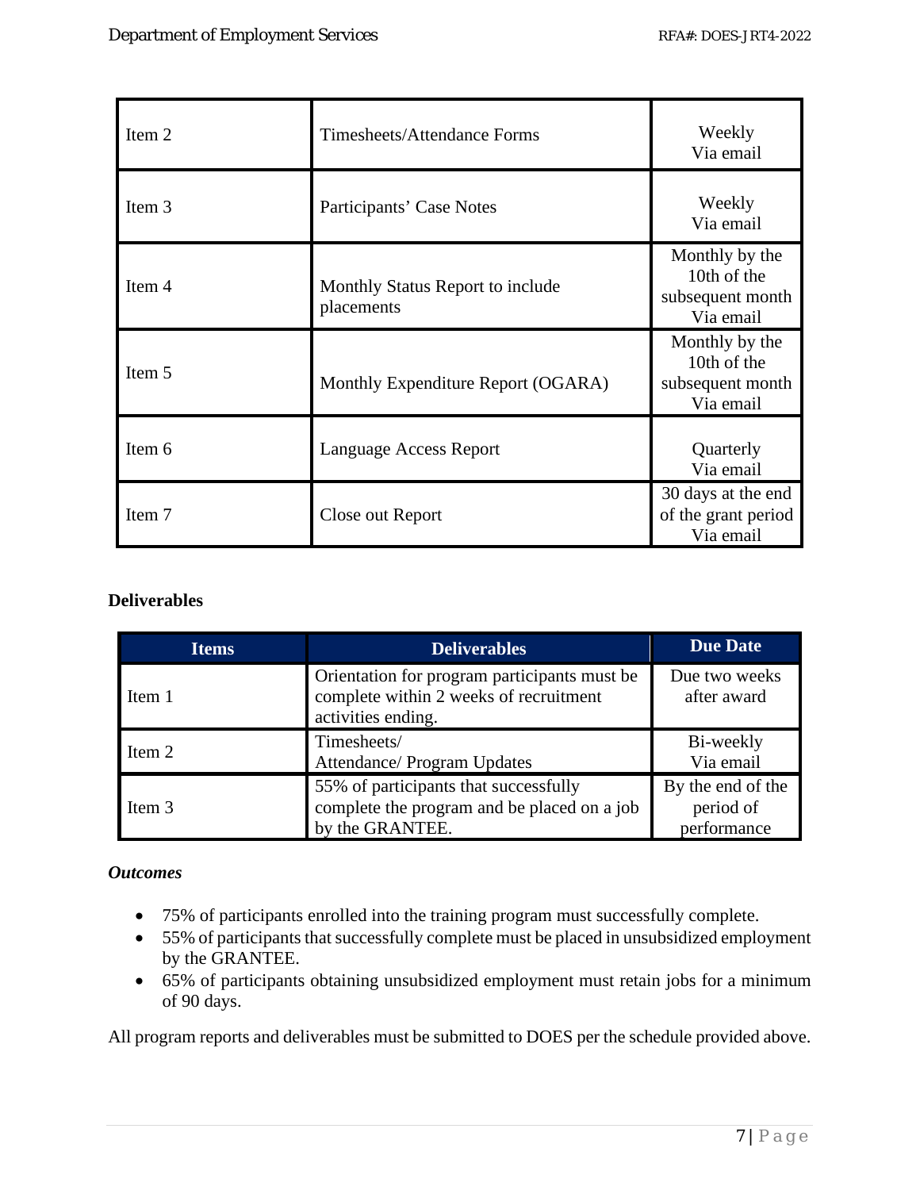| | | |
|---|---|---|
| Item 2 | Timesheets/Attendance Forms | Weekly Via email |
| Item 3 | Participants' Case Notes | Weekly Via email |
| Item 4 | Monthly Status Report to include placements | Monthly by the 10th of the subsequent month Via email |
| Item 5 | Monthly Expenditure Report (OGARA) | Monthly by the 10th of the subsequent month Via email |
| Item 6 | Language Access Report | Quarterly Via email |
| Item 7 | Close out Report | 30 days at the end of the grant period Via email |

**Deliverables**

| Items | Deliverables | Due Date |
|---|---|---|
| Item 1 | Orientation for program participants must be complete within 2 weeks of recruitment activities ending. | Due two weeks after award |
| Item 2 | Timesheets/ Attendance/ Program Updates | Bi-weekly Via email |
| Item 3 | 55% of participants that successfully complete the program and be placed on a job by the GRANTEE. | By the end of the period of performance |

***Outcomes***

- 75% of participants enrolled into the training program must successfully complete.
- 55% of participants that successfully complete must be placed in unsubsidized employment by the GRANTEE.
- 65% of participants obtaining unsubsidized employment must retain jobs for a minimum of 90 days.

All program reports and deliverables must be submitted to DOES per the schedule provided above.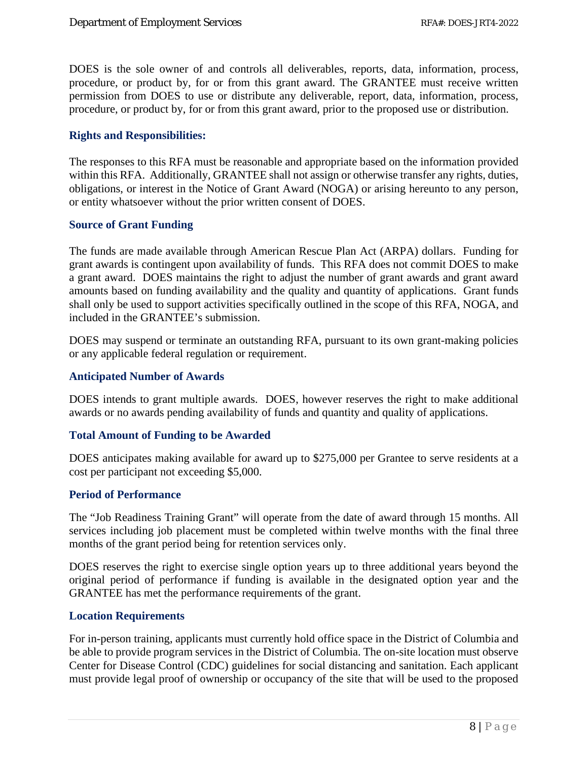DOES is the sole owner of and controls all deliverables, reports, data, information, process, procedure, or product by, for or from this grant award. The GRANTEE must receive written permission from DOES to use or distribute any deliverable, report, data, information, process, procedure, or product by, for or from this grant award, prior to the proposed use or distribution.

### Rights and Responsibilities:

The responses to this RFA must be reasonable and appropriate based on the information provided within this RFA. Additionally, GRANTEE shall not assign or otherwise transfer any rights, duties, obligations, or interest in the Notice of Grant Award (NOGA) or arising hereunto to any person, or entity whatsoever without the prior written consent of DOES.

### Source of Grant Funding

The funds are made available through American Rescue Plan Act (ARPA) dollars. Funding for grant awards is contingent upon availability of funds. This RFA does not commit DOES to make a grant award. DOES maintains the right to adjust the number of grant awards and grant award amounts based on funding availability and the quality and quantity of applications. Grant funds shall only be used to support activities specifically outlined in the scope of this RFA, NOGA, and included in the GRANTEE's submission.

DOES may suspend or terminate an outstanding RFA, pursuant to its own grant-making policies or any applicable federal regulation or requirement.

### Anticipated Number of Awards

DOES intends to grant multiple awards. DOES, however reserves the right to make additional awards or no awards pending availability of funds and quantity and quality of applications.

### Total Amount of Funding to be Awarded

DOES anticipates making available for award up to $275,000 per Grantee to serve residents at a cost per participant not exceeding $5,000.

### Period of Performance

The "Job Readiness Training Grant" will operate from the date of award through 15 months. All services including job placement must be completed within twelve months with the final three months of the grant period being for retention services only.

DOES reserves the right to exercise single option years up to three additional years beyond the original period of performance if funding is available in the designated option year and the GRANTEE has met the performance requirements of the grant.

### Location Requirements

For in-person training, applicants must currently hold office space in the District of Columbia and be able to provide program services in the District of Columbia. The on-site location must observe Center for Disease Control (CDC) guidelines for social distancing and sanitation. Each applicant must provide legal proof of ownership or occupancy of the site that will be used to the proposed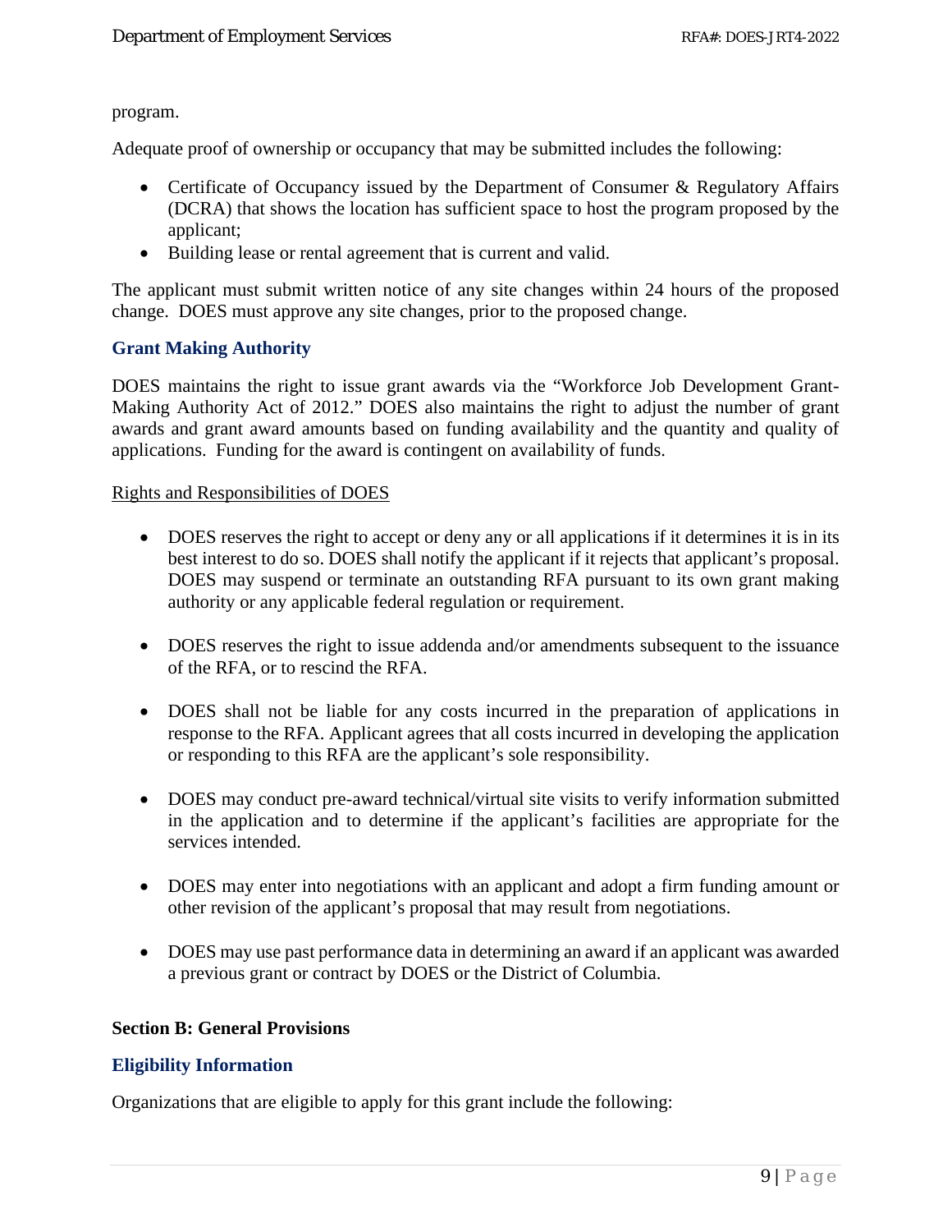program.

Adequate proof of ownership or occupancy that may be submitted includes the following:

- Certificate of Occupancy issued by the Department of Consumer & Regulatory Affairs (DCRA) that shows the location has sufficient space to host the program proposed by the applicant;
- Building lease or rental agreement that is current and valid.

The applicant must submit written notice of any site changes within 24 hours of the proposed change. DOES must approve any site changes, prior to the proposed change.

### Grant Making Authority

DOES maintains the right to issue grant awards via the "Workforce Job Development Grant-Making Authority Act of 2012." DOES also maintains the right to adjust the number of grant awards and grant award amounts based on funding availability and the quantity and quality of applications. Funding for the award is contingent on availability of funds.

Rights and Responsibilities of DOES

- DOES reserves the right to accept or deny any or all applications if it determines it is in its best interest to do so. DOES shall notify the applicant if it rejects that applicant's proposal. DOES may suspend or terminate an outstanding RFA pursuant to its own grant making authority or any applicable federal regulation or requirement.

- DOES reserves the right to issue addenda and/or amendments subsequent to the issuance of the RFA, or to rescind the RFA.

- DOES shall not be liable for any costs incurred in the preparation of applications in response to the RFA. Applicant agrees that all costs incurred in developing the application or responding to this RFA are the applicant's sole responsibility.

- DOES may conduct pre-award technical/virtual site visits to verify information submitted in the application and to determine if the applicant's facilities are appropriate for the services intended.

- DOES may enter into negotiations with an applicant and adopt a firm funding amount or other revision of the applicant's proposal that may result from negotiations.

- DOES may use past performance data in determining an award if an applicant was awarded a previous grant or contract by DOES or the District of Columbia.

## Section B: General Provisions

### Eligibility Information

Organizations that are eligible to apply for this grant include the following: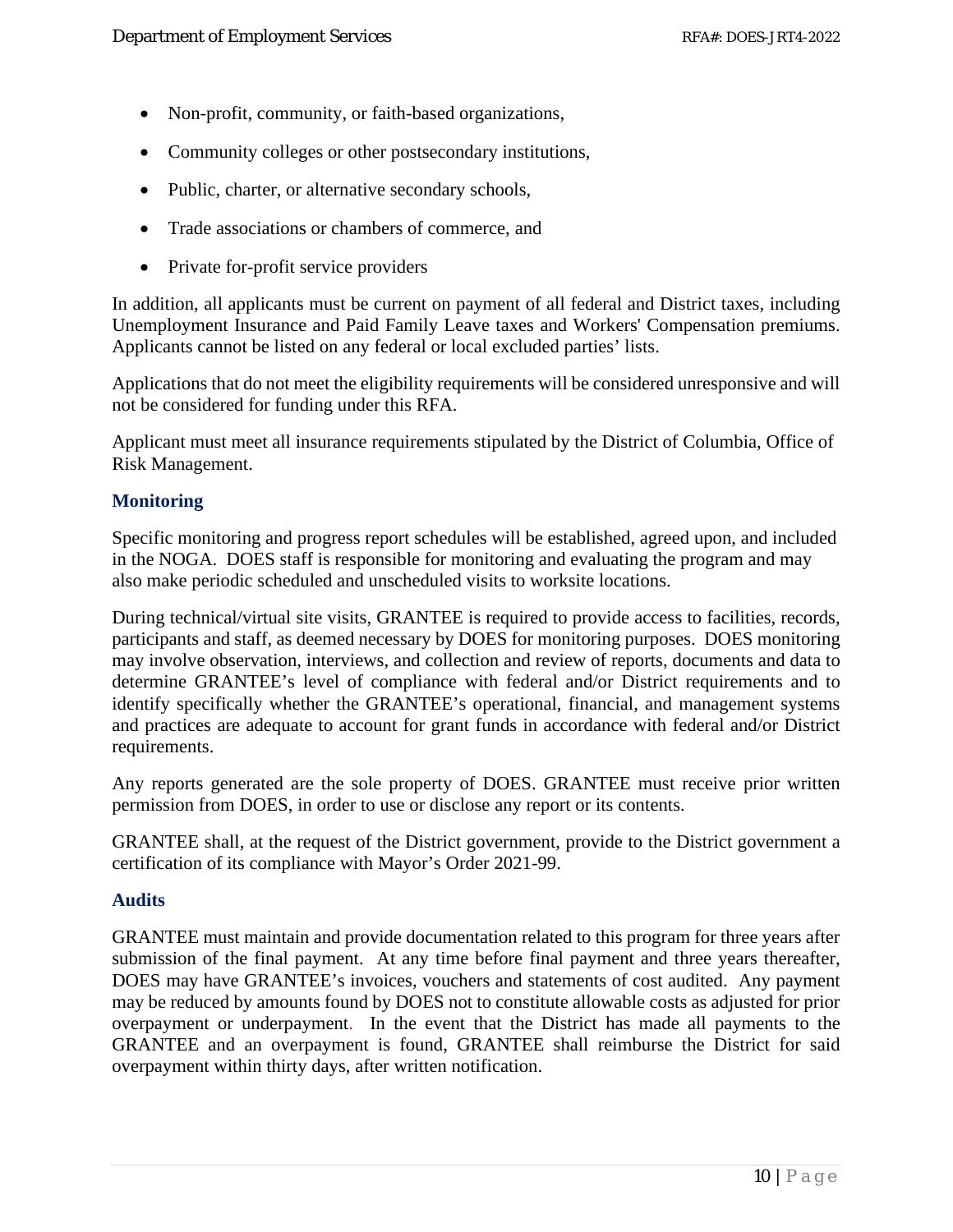- Non-profit, community, or faith-based organizations,
- Community colleges or other postsecondary institutions,
- Public, charter, or alternative secondary schools,
- Trade associations or chambers of commerce, and
- Private for-profit service providers

In addition, all applicants must be current on payment of all federal and District taxes, including Unemployment Insurance and Paid Family Leave taxes and Workers' Compensation premiums. Applicants cannot be listed on any federal or local excluded parties' lists.

Applications that do not meet the eligibility requirements will be considered unresponsive and will not be considered for funding under this RFA.

Applicant must meet all insurance requirements stipulated by the District of Columbia, Office of Risk Management.

### Monitoring

Specific monitoring and progress report schedules will be established, agreed upon, and included in the NOGA. DOES staff is responsible for monitoring and evaluating the program and may also make periodic scheduled and unscheduled visits to worksite locations.

During technical/virtual site visits, GRANTEE is required to provide access to facilities, records, participants and staff, as deemed necessary by DOES for monitoring purposes. DOES monitoring may involve observation, interviews, and collection and review of reports, documents and data to determine GRANTEE's level of compliance with federal and/or District requirements and to identify specifically whether the GRANTEE's operational, financial, and management systems and practices are adequate to account for grant funds in accordance with federal and/or District requirements.

Any reports generated are the sole property of DOES. GRANTEE must receive prior written permission from DOES, in order to use or disclose any report or its contents.

GRANTEE shall, at the request of the District government, provide to the District government a certification of its compliance with Mayor's Order 2021-99.

### Audits

GRANTEE must maintain and provide documentation related to this program for three years after submission of the final payment. At any time before final payment and three years thereafter, DOES may have GRANTEE's invoices, vouchers and statements of cost audited. Any payment may be reduced by amounts found by DOES not to constitute allowable costs as adjusted for prior overpayment or underpayment. In the event that the District has made all payments to the GRANTEE and an overpayment is found, GRANTEE shall reimburse the District for said overpayment within thirty days, after written notification.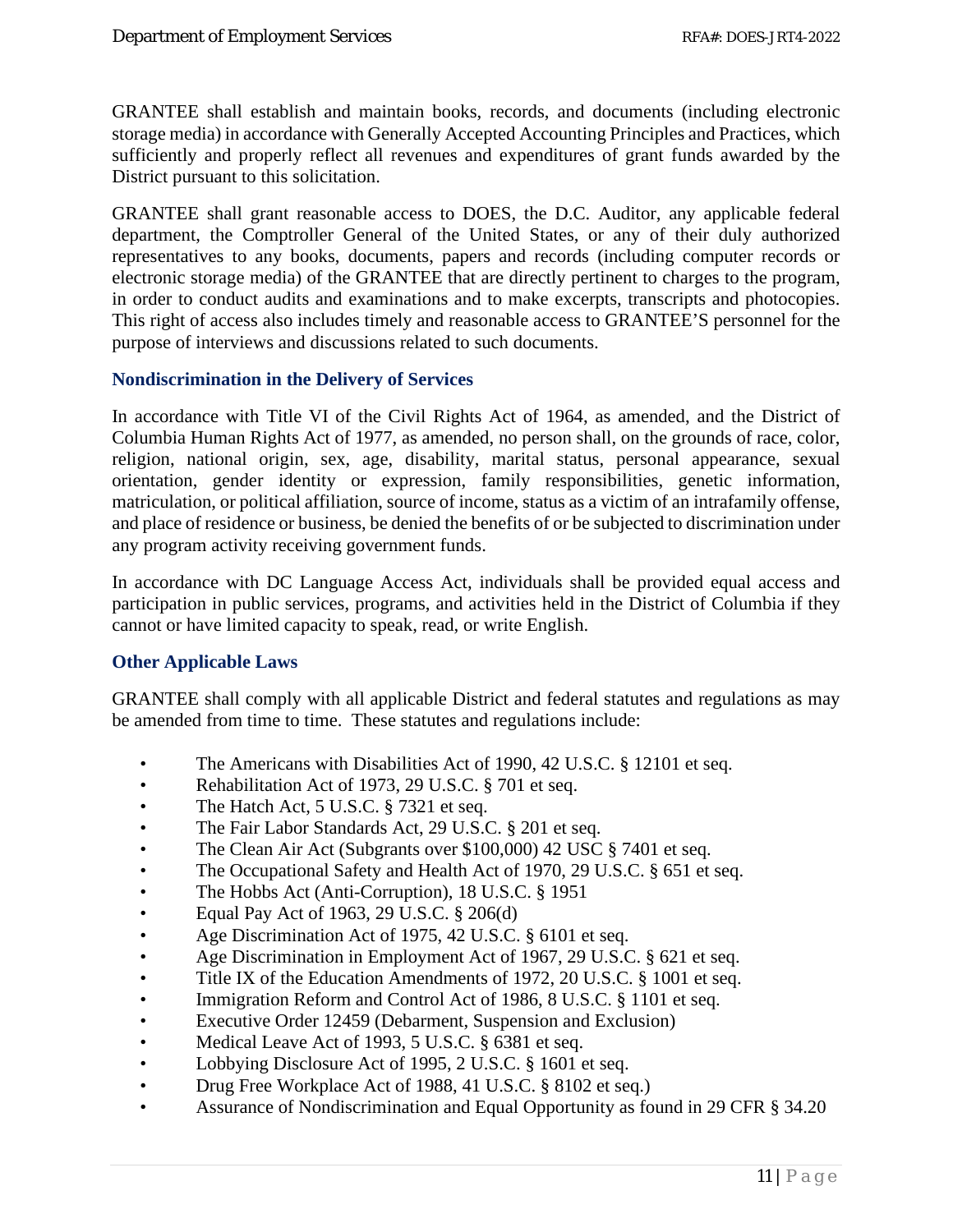GRANTEE shall establish and maintain books, records, and documents (including electronic storage media) in accordance with Generally Accepted Accounting Principles and Practices, which sufficiently and properly reflect all revenues and expenditures of grant funds awarded by the District pursuant to this solicitation.

GRANTEE shall grant reasonable access to DOES, the D.C. Auditor, any applicable federal department, the Comptroller General of the United States, or any of their duly authorized representatives to any books, documents, papers and records (including computer records or electronic storage media) of the GRANTEE that are directly pertinent to charges to the program, in order to conduct audits and examinations and to make excerpts, transcripts and photocopies. This right of access also includes timely and reasonable access to GRANTEE'S personnel for the purpose of interviews and discussions related to such documents.

### Nondiscrimination in the Delivery of Services

In accordance with Title VI of the Civil Rights Act of 1964, as amended, and the District of Columbia Human Rights Act of 1977, as amended, no person shall, on the grounds of race, color, religion, national origin, sex, age, disability, marital status, personal appearance, sexual orientation, gender identity or expression, family responsibilities, genetic information, matriculation, or political affiliation, source of income, status as a victim of an intrafamily offense, and place of residence or business, be denied the benefits of or be subjected to discrimination under any program activity receiving government funds.

In accordance with DC Language Access Act, individuals shall be provided equal access and participation in public services, programs, and activities held in the District of Columbia if they cannot or have limited capacity to speak, read, or write English.

### Other Applicable Laws

GRANTEE shall comply with all applicable District and federal statutes and regulations as may be amended from time to time. These statutes and regulations include:

- The Americans with Disabilities Act of 1990, 42 U.S.C. § 12101 et seq.
- Rehabilitation Act of 1973, 29 U.S.C. § 701 et seq.
- The Hatch Act, 5 U.S.C. § 7321 et seq.
- The Fair Labor Standards Act, 29 U.S.C. § 201 et seq.
- The Clean Air Act (Subgrants over $100,000) 42 USC § 7401 et seq.
- The Occupational Safety and Health Act of 1970, 29 U.S.C. § 651 et seq.
- The Hobbs Act (Anti-Corruption), 18 U.S.C. § 1951
- Equal Pay Act of 1963, 29 U.S.C. § 206(d)
- Age Discrimination Act of 1975, 42 U.S.C. § 6101 et seq.
- Age Discrimination in Employment Act of 1967, 29 U.S.C. § 621 et seq.
- Title IX of the Education Amendments of 1972, 20 U.S.C. § 1001 et seq.
- Immigration Reform and Control Act of 1986, 8 U.S.C. § 1101 et seq.
- Executive Order 12459 (Debarment, Suspension and Exclusion)
- Medical Leave Act of 1993, 5 U.S.C. § 6381 et seq.
- Lobbying Disclosure Act of 1995, 2 U.S.C. § 1601 et seq.
- Drug Free Workplace Act of 1988, 41 U.S.C. § 8102 et seq.)
- Assurance of Nondiscrimination and Equal Opportunity as found in 29 CFR § 34.20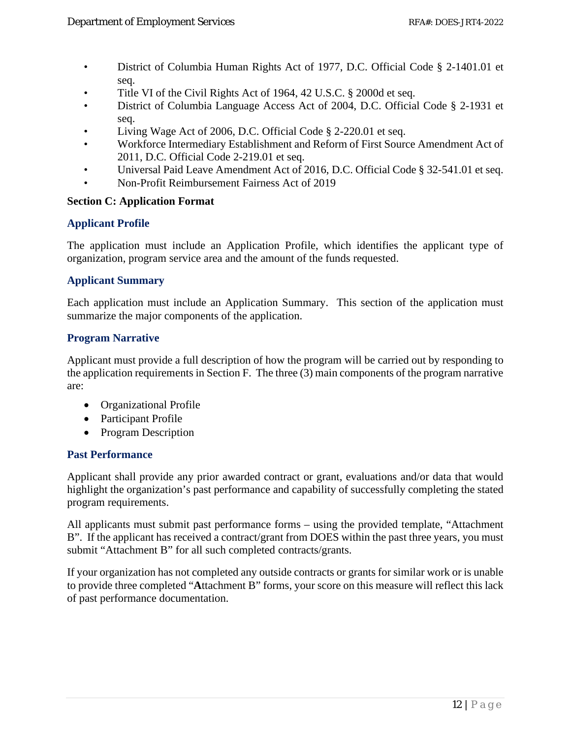- District of Columbia Human Rights Act of 1977, D.C. Official Code § 2-1401.01 et seq.
- Title VI of the Civil Rights Act of 1964, 42 U.S.C. § 2000d et seq.
- District of Columbia Language Access Act of 2004, D.C. Official Code § 2-1931 et seq.
- Living Wage Act of 2006, D.C. Official Code § 2-220.01 et seq.
- Workforce Intermediary Establishment and Reform of First Source Amendment Act of 2011, D.C. Official Code 2-219.01 et seq.
- Universal Paid Leave Amendment Act of 2016, D.C. Official Code § 32-541.01 et seq.
- Non-Profit Reimbursement Fairness Act of 2019

## Section C: Application Format

### Applicant Profile

The application must include an Application Profile, which identifies the applicant type of organization, program service area and the amount of the funds requested.

### Applicant Summary

Each application must include an Application Summary. This section of the application must summarize the major components of the application.

### Program Narrative

Applicant must provide a full description of how the program will be carried out by responding to the application requirements in Section F. The three (3) main components of the program narrative are:

- Organizational Profile
- Participant Profile
- Program Description

### Past Performance

Applicant shall provide any prior awarded contract or grant, evaluations and/or data that would highlight the organization's past performance and capability of successfully completing the stated program requirements.

All applicants must submit past performance forms – using the provided template, "Attachment B". If the applicant has received a contract/grant from DOES within the past three years, you must submit "Attachment B" for all such completed contracts/grants.

If your organization has not completed any outside contracts or grants for similar work or is unable to provide three completed "**A**ttachment B" forms, your score on this measure will reflect this lack of past performance documentation.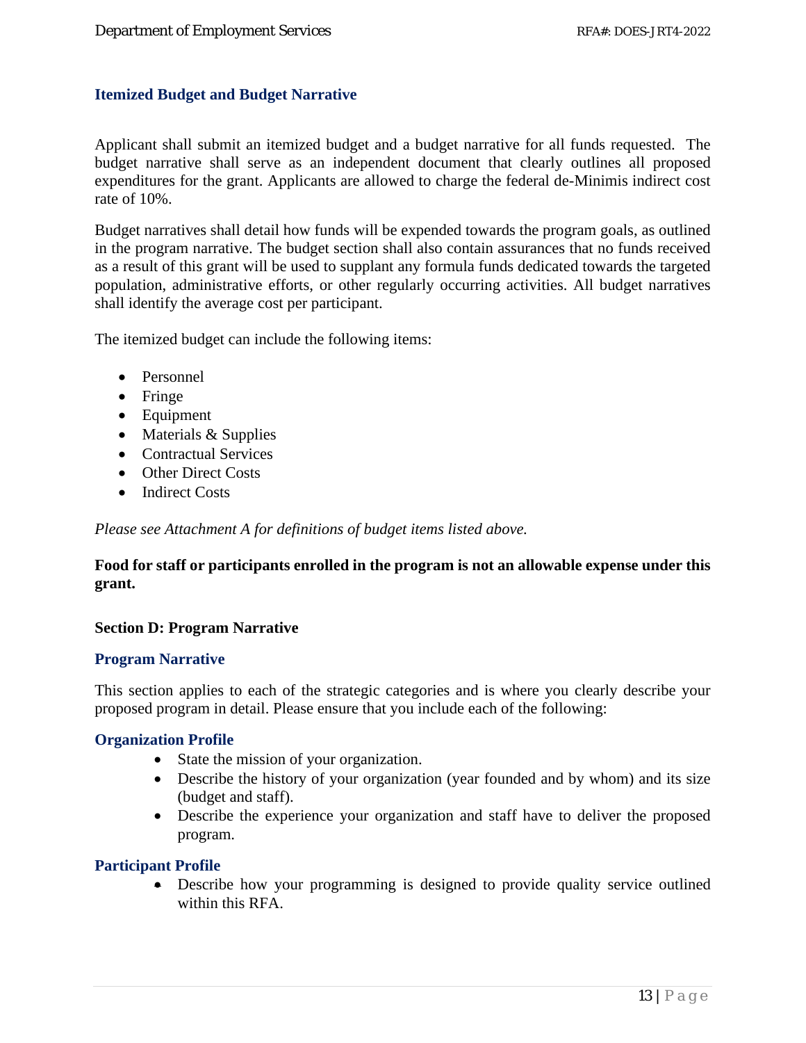### Itemized Budget and Budget Narrative

Applicant shall submit an itemized budget and a budget narrative for all funds requested. The budget narrative shall serve as an independent document that clearly outlines all proposed expenditures for the grant. Applicants are allowed to charge the federal de-Minimis indirect cost rate of 10%.

Budget narratives shall detail how funds will be expended towards the program goals, as outlined in the program narrative. The budget section shall also contain assurances that no funds received as a result of this grant will be used to supplant any formula funds dedicated towards the targeted population, administrative efforts, or other regularly occurring activities. All budget narratives shall identify the average cost per participant.

The itemized budget can include the following items:

- Personnel
- Fringe
- Equipment
- Materials & Supplies
- Contractual Services
- Other Direct Costs
- Indirect Costs

*Please see Attachment A for definitions of budget items listed above.*

**Food for staff or participants enrolled in the program is not an allowable expense under this grant.**

## Section D: Program Narrative

### Program Narrative

This section applies to each of the strategic categories and is where you clearly describe your proposed program in detail. Please ensure that you include each of the following:

### Organization Profile

- State the mission of your organization.
- Describe the history of your organization (year founded and by whom) and its size (budget and staff).
- Describe the experience your organization and staff have to deliver the proposed program.

### Participant Profile

- Describe how your programming is designed to provide quality service outlined within this RFA.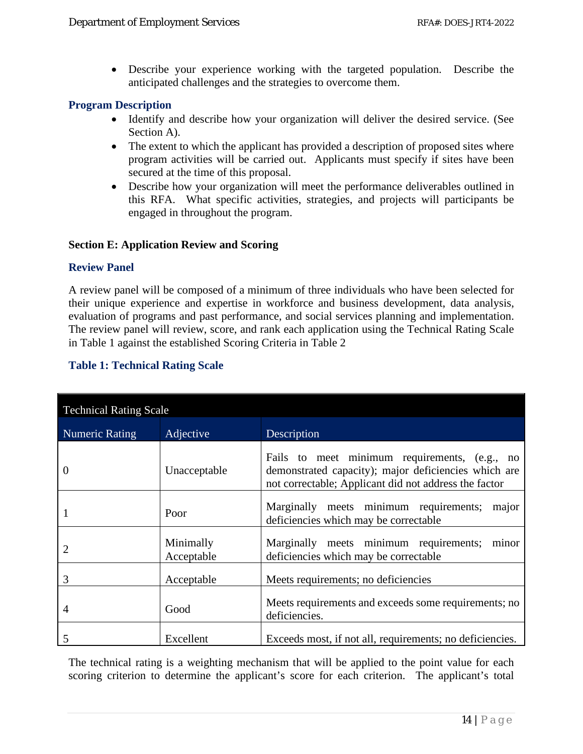- Describe your experience working with the targeted population. Describe the anticipated challenges and the strategies to overcome them.

### Program Description

- Identify and describe how your organization will deliver the desired service. (See Section A).
- The extent to which the applicant has provided a description of proposed sites where program activities will be carried out. Applicants must specify if sites have been secured at the time of this proposal.
- Describe how your organization will meet the performance deliverables outlined in this RFA. What specific activities, strategies, and projects will participants be engaged in throughout the program.

## Section E: Application Review and Scoring

### Review Panel

A review panel will be composed of a minimum of three individuals who have been selected for their unique experience and expertise in workforce and business development, data analysis, evaluation of programs and past performance, and social services planning and implementation. The review panel will review, score, and rank each application using the Technical Rating Scale in Table 1 against the established Scoring Criteria in Table 2

### Table 1: Technical Rating Scale

| Technical Rating Scale | | |
|---|---|---|
| **Numeric Rating** | **Adjective** | **Description** |
| 0 | Unacceptable | Fails to meet minimum requirements, (e.g., no demonstrated capacity); major deficiencies which are not correctable; Applicant did not address the factor |
| 1 | Poor | Marginally meets minimum requirements; major deficiencies which may be correctable |
| 2 | Minimally Acceptable | Marginally meets minimum requirements; minor deficiencies which may be correctable |
| 3 | Acceptable | Meets requirements; no deficiencies |
| 4 | Good | Meets requirements and exceeds some requirements; no deficiencies. |
| 5 | Excellent | Exceeds most, if not all, requirements; no deficiencies. |

The technical rating is a weighting mechanism that will be applied to the point value for each scoring criterion to determine the applicant's score for each criterion. The applicant's total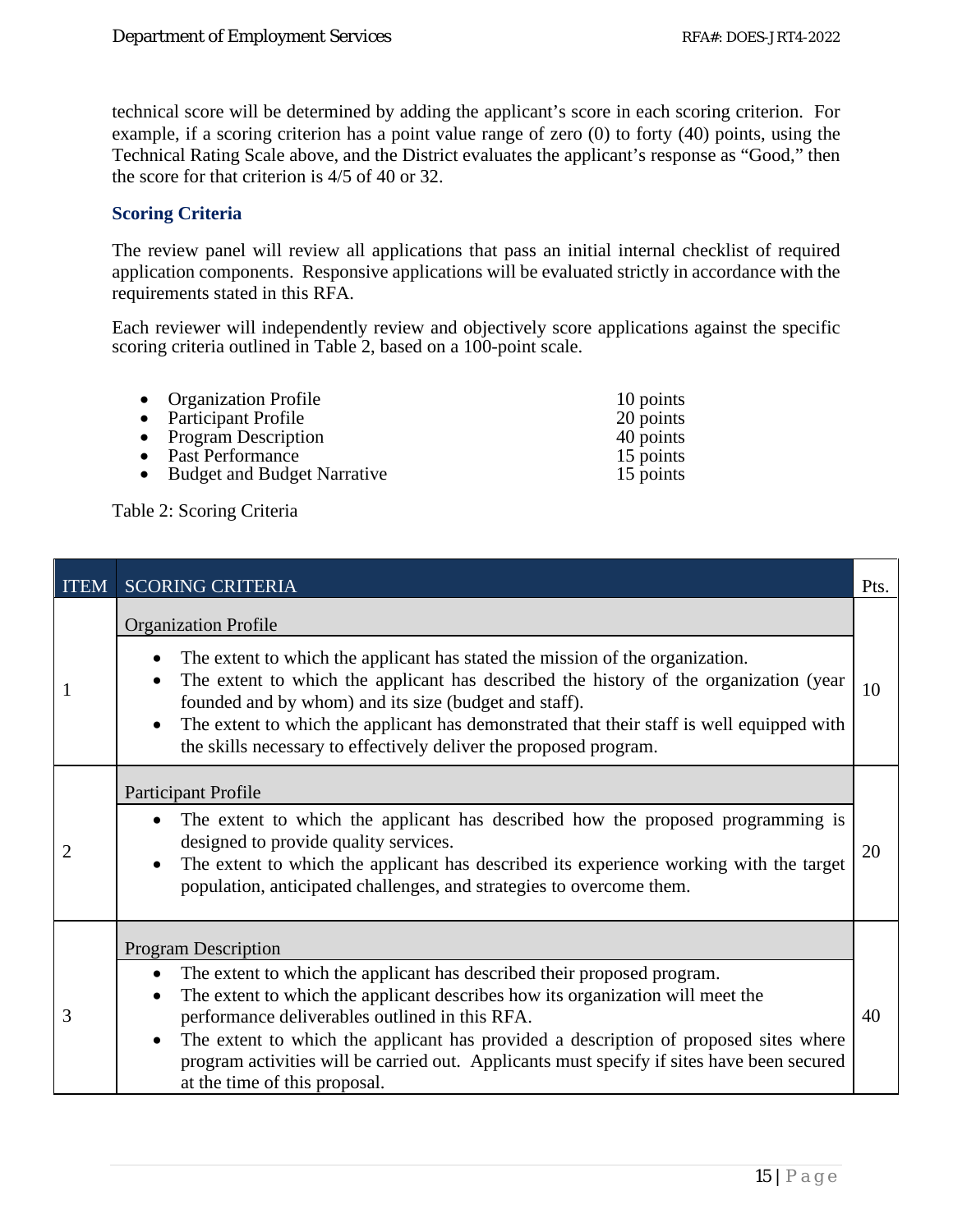technical score will be determined by adding the applicant's score in each scoring criterion. For example, if a scoring criterion has a point value range of zero (0) to forty (40) points, using the Technical Rating Scale above, and the District evaluates the applicant's response as "Good," then the score for that criterion is 4/5 of 40 or 32.

### Scoring Criteria

The review panel will review all applications that pass an initial internal checklist of required application components. Responsive applications will be evaluated strictly in accordance with the requirements stated in this RFA.

Each reviewer will independently review and objectively score applications against the specific scoring criteria outlined in Table 2, based on a 100-point scale.

- Organization Profile — 10 points
- Participant Profile — 20 points
- Program Description — 40 points
- Past Performance — 15 points
- Budget and Budget Narrative — 15 points

Table 2: Scoring Criteria

| ITEM | SCORING CRITERIA | Pts. |
|---|---|---|
| 1 | **Organization Profile**<br>• The extent to which the applicant has stated the mission of the organization.<br>• The extent to which the applicant has described the history of the organization (year founded and by whom) and its size (budget and staff).<br>• The extent to which the applicant has demonstrated that their staff is well equipped with the skills necessary to effectively deliver the proposed program. | 10 |
| 2 | **Participant Profile**<br>• The extent to which the applicant has described how the proposed programming is designed to provide quality services.<br>• The extent to which the applicant has described its experience working with the target population, anticipated challenges, and strategies to overcome them. | 20 |
| 3 | **Program Description**<br>• The extent to which the applicant has described their proposed program.<br>• The extent to which the applicant describes how its organization will meet the performance deliverables outlined in this RFA.<br>• The extent to which the applicant has provided a description of proposed sites where program activities will be carried out. Applicants must specify if sites have been secured at the time of this proposal. | 40 |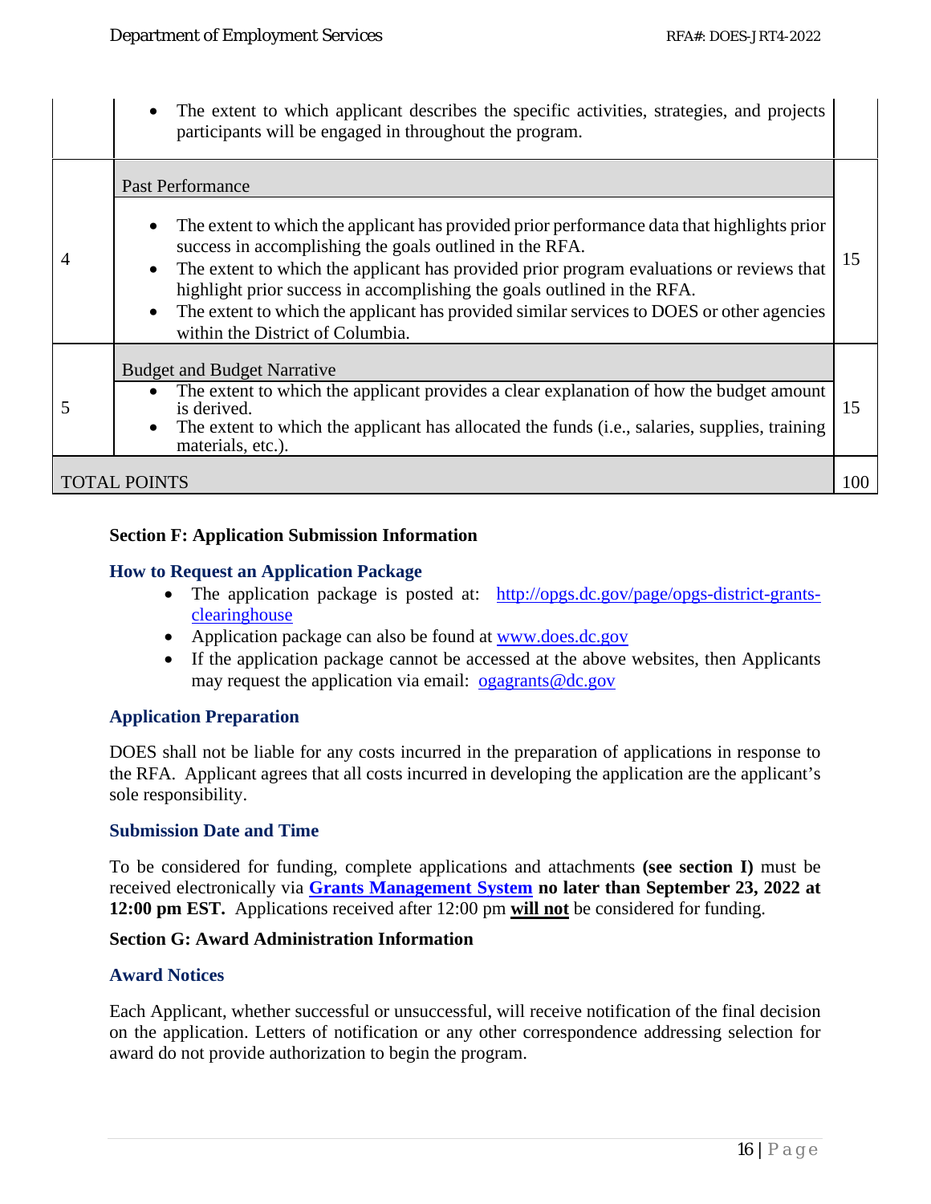| | | |
|---|---|---|
| | • The extent to which applicant describes the specific activities, strategies, and projects participants will be engaged in throughout the program. | |
| 4 | Past Performance<br><br>• The extent to which the applicant has provided prior performance data that highlights prior success in accomplishing the goals outlined in the RFA.<br>• The extent to which the applicant has provided prior program evaluations or reviews that highlight prior success in accomplishing the goals outlined in the RFA.<br>• The extent to which the applicant has provided similar services to DOES or other agencies within the District of Columbia. | 15 |
| 5 | Budget and Budget Narrative<br>• The extent to which the applicant provides a clear explanation of how the budget amount is derived.<br>• The extent to which the applicant has allocated the funds (i.e., salaries, supplies, training materials, etc.). | 15 |
| TOTAL POINTS | | 100 |

**Section F: Application Submission Information**

### How to Request an Application Package

- The application package is posted at: [http://opgs.dc.gov/page/opgs-district-grants-clearinghouse](http://opgs.dc.gov/page/opgs-district-grants-clearinghouse)
- Application package can also be found at [www.does.dc.gov](http://www.does.dc.gov)
- If the application package cannot be accessed at the above websites, then Applicants may request the application via email: [ogagrants@dc.gov](mailto:ogagrants@dc.gov)

### Application Preparation

DOES shall not be liable for any costs incurred in the preparation of applications in response to the RFA. Applicant agrees that all costs incurred in developing the application are the applicant's sole responsibility.

### Submission Date and Time

To be considered for funding, complete applications and attachments **(see section I)** must be received electronically via **Grants Management System** **no later than September 23, 2022 at 12:00 pm EST.** Applications received after 12:00 pm **will not** be considered for funding.

**Section G: Award Administration Information**

### Award Notices

Each Applicant, whether successful or unsuccessful, will receive notification of the final decision on the application. Letters of notification or any other correspondence addressing selection for award do not provide authorization to begin the program.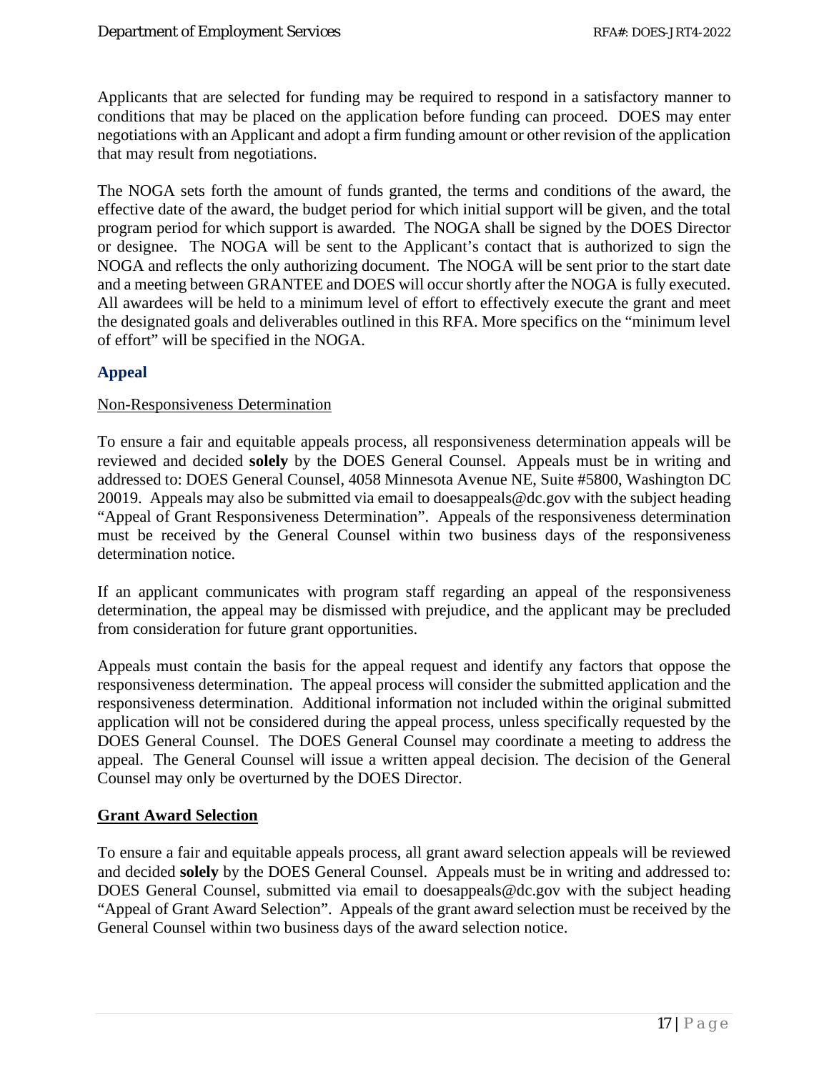Applicants that are selected for funding may be required to respond in a satisfactory manner to conditions that may be placed on the application before funding can proceed. DOES may enter negotiations with an Applicant and adopt a firm funding amount or other revision of the application that may result from negotiations.

The NOGA sets forth the amount of funds granted, the terms and conditions of the award, the effective date of the award, the budget period for which initial support will be given, and the total program period for which support is awarded. The NOGA shall be signed by the DOES Director or designee. The NOGA will be sent to the Applicant's contact that is authorized to sign the NOGA and reflects the only authorizing document. The NOGA will be sent prior to the start date and a meeting between GRANTEE and DOES will occur shortly after the NOGA is fully executed. All awardees will be held to a minimum level of effort to effectively execute the grant and meet the designated goals and deliverables outlined in this RFA. More specifics on the "minimum level of effort" will be specified in the NOGA.

## Appeal

<u>Non-Responsiveness Determination</u>

To ensure a fair and equitable appeals process, all responsiveness determination appeals will be reviewed and decided **solely** by the DOES General Counsel. Appeals must be in writing and addressed to: DOES General Counsel, 4058 Minnesota Avenue NE, Suite #5800, Washington DC 20019. Appeals may also be submitted via email to doesappeals@dc.gov with the subject heading "Appeal of Grant Responsiveness Determination". Appeals of the responsiveness determination must be received by the General Counsel within two business days of the responsiveness determination notice.

If an applicant communicates with program staff regarding an appeal of the responsiveness determination, the appeal may be dismissed with prejudice, and the applicant may be precluded from consideration for future grant opportunities.

Appeals must contain the basis for the appeal request and identify any factors that oppose the responsiveness determination. The appeal process will consider the submitted application and the responsiveness determination. Additional information not included within the original submitted application will not be considered during the appeal process, unless specifically requested by the DOES General Counsel. The DOES General Counsel may coordinate a meeting to address the appeal. The General Counsel will issue a written appeal decision. The decision of the General Counsel may only be overturned by the DOES Director.

**<u>Grant Award Selection</u>**

To ensure a fair and equitable appeals process, all grant award selection appeals will be reviewed and decided **solely** by the DOES General Counsel. Appeals must be in writing and addressed to: DOES General Counsel, submitted via email to doesappeals@dc.gov with the subject heading "Appeal of Grant Award Selection". Appeals of the grant award selection must be received by the General Counsel within two business days of the award selection notice.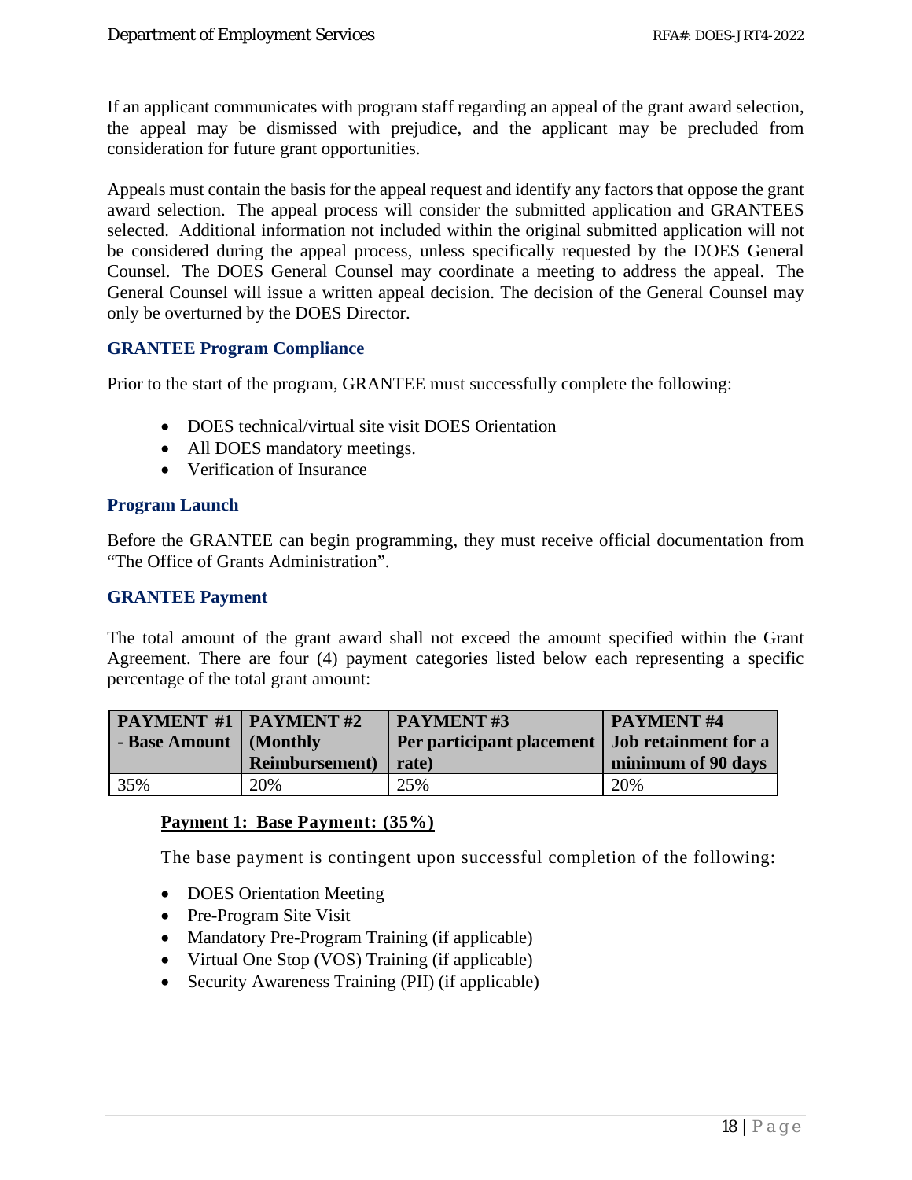If an applicant communicates with program staff regarding an appeal of the grant award selection, the appeal may be dismissed with prejudice, and the applicant may be precluded from consideration for future grant opportunities.

Appeals must contain the basis for the appeal request and identify any factors that oppose the grant award selection. The appeal process will consider the submitted application and GRANTEES selected. Additional information not included within the original submitted application will not be considered during the appeal process, unless specifically requested by the DOES General Counsel. The DOES General Counsel may coordinate a meeting to address the appeal. The General Counsel will issue a written appeal decision. The decision of the General Counsel may only be overturned by the DOES Director.

### GRANTEE Program Compliance

Prior to the start of the program, GRANTEE must successfully complete the following:

- DOES technical/virtual site visit DOES Orientation
- All DOES mandatory meetings.
- Verification of Insurance

### Program Launch

Before the GRANTEE can begin programming, they must receive official documentation from "The Office of Grants Administration".

### GRANTEE Payment

The total amount of the grant award shall not exceed the amount specified within the Grant Agreement. There are four (4) payment categories listed below each representing a specific percentage of the total grant amount:

| PAYMENT #1 - Base Amount | PAYMENT #2 (Monthly Reimbursement) | PAYMENT #3 Per participant placement rate) | PAYMENT #4 Job retainment for a minimum of 90 days |
|---|---|---|---|
| 35% | 20% | 25% | 20% |

**<u>Payment 1: Base Payment: (35%)</u>**

The base payment is contingent upon successful completion of the following:

- DOES Orientation Meeting
- Pre-Program Site Visit
- Mandatory Pre-Program Training (if applicable)
- Virtual One Stop (VOS) Training (if applicable)
- Security Awareness Training (PII) (if applicable)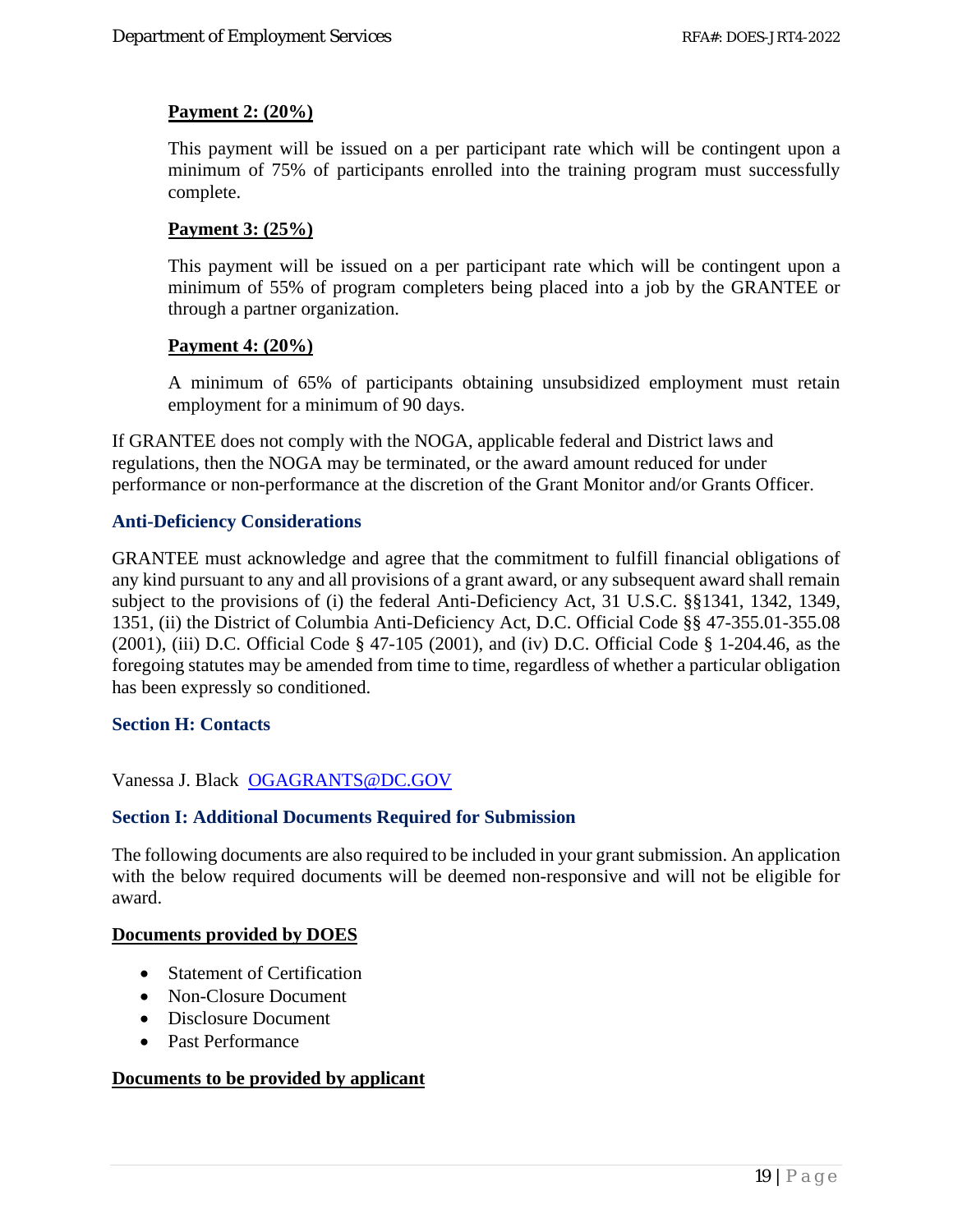**Payment 2: (20%)**

This payment will be issued on a per participant rate which will be contingent upon a minimum of 75% of participants enrolled into the training program must successfully complete.

**Payment 3: (25%)**

This payment will be issued on a per participant rate which will be contingent upon a minimum of 55% of program completers being placed into a job by the GRANTEE or through a partner organization.

**Payment 4: (20%)**

A minimum of 65% of participants obtaining unsubsidized employment must retain employment for a minimum of 90 days.

If GRANTEE does not comply with the NOGA, applicable federal and District laws and regulations, then the NOGA may be terminated, or the award amount reduced for under performance or non-performance at the discretion of the Grant Monitor and/or Grants Officer.

### Anti-Deficiency Considerations

GRANTEE must acknowledge and agree that the commitment to fulfill financial obligations of any kind pursuant to any and all provisions of a grant award, or any subsequent award shall remain subject to the provisions of (i) the federal Anti-Deficiency Act, 31 U.S.C. §§1341, 1342, 1349, 1351, (ii) the District of Columbia Anti-Deficiency Act, D.C. Official Code §§ 47-355.01-355.08 (2001), (iii) D.C. Official Code § 47-105 (2001), and (iv) D.C. Official Code § 1-204.46, as the foregoing statutes may be amended from time to time, regardless of whether a particular obligation has been expressly so conditioned.

## Section H: Contacts

Vanessa J. Black OGAGRANTS@DC.GOV

## Section I: Additional Documents Required for Submission

The following documents are also required to be included in your grant submission. An application with the below required documents will be deemed non-responsive and will not be eligible for award.

**Documents provided by DOES**

- Statement of Certification
- Non-Closure Document
- Disclosure Document
- Past Performance

**Documents to be provided by applicant**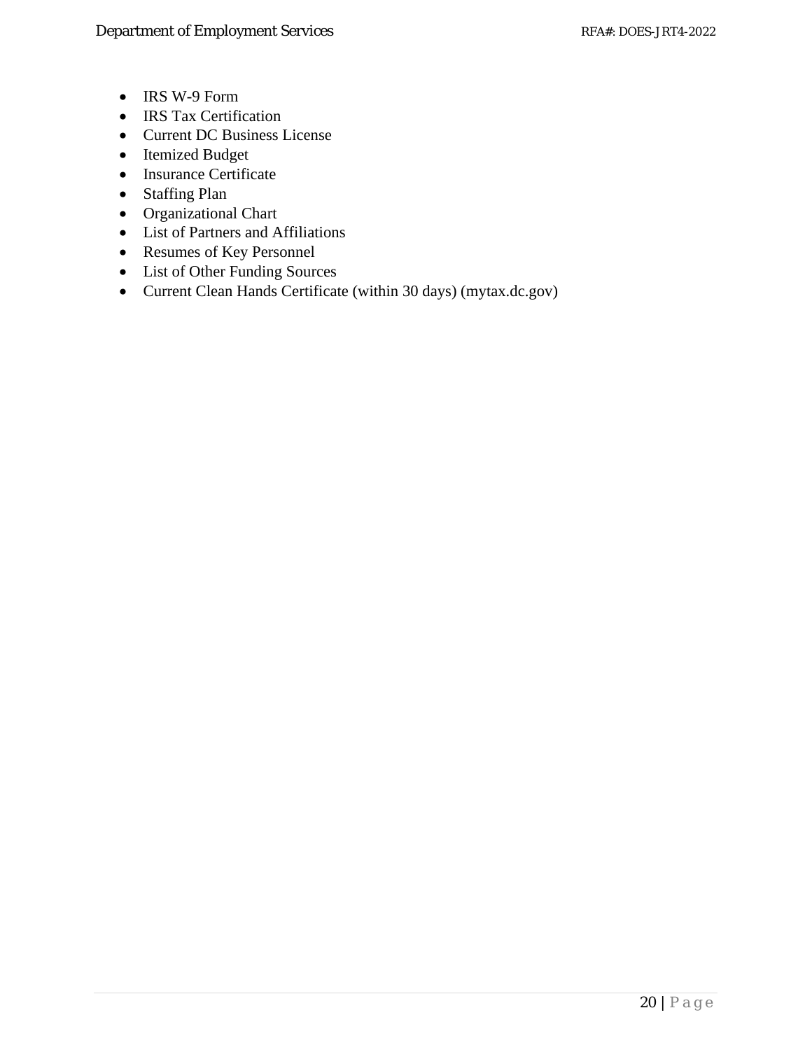- IRS W-9 Form
- IRS Tax Certification
- Current DC Business License
- Itemized Budget
- Insurance Certificate
- Staffing Plan
- Organizational Chart
- List of Partners and Affiliations
- Resumes of Key Personnel
- List of Other Funding Sources
- Current Clean Hands Certificate (within 30 days) (mytax.dc.gov)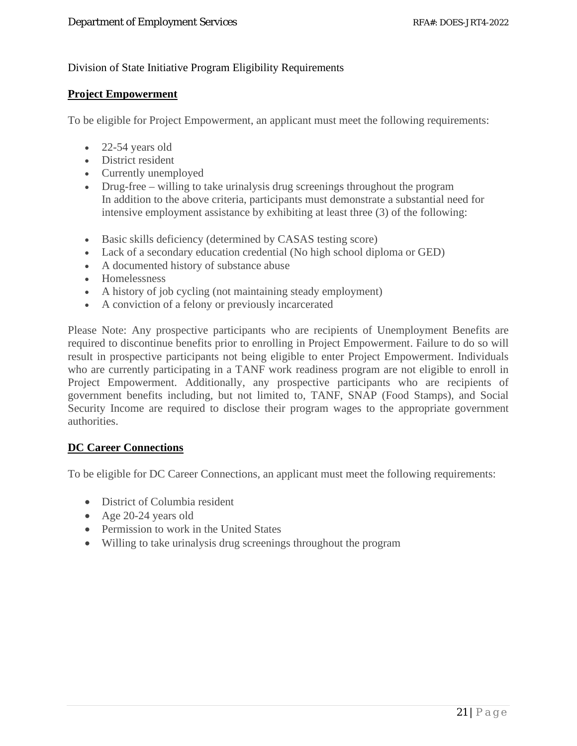Division of State Initiative Program Eligibility Requirements

## Project Empowerment

To be eligible for Project Empowerment, an applicant must meet the following requirements:

- 22-54 years old
- District resident
- Currently unemployed
- Drug-free – willing to take urinalysis drug screenings throughout the program
  In addition to the above criteria, participants must demonstrate a substantial need for intensive employment assistance by exhibiting at least three (3) of the following:

- Basic skills deficiency (determined by CASAS testing score)
- Lack of a secondary education credential (No high school diploma or GED)
- A documented history of substance abuse
- Homelessness
- A history of job cycling (not maintaining steady employment)
- A conviction of a felony or previously incarcerated

Please Note: Any prospective participants who are recipients of Unemployment Benefits are required to discontinue benefits prior to enrolling in Project Empowerment. Failure to do so will result in prospective participants not being eligible to enter Project Empowerment. Individuals who are currently participating in a TANF work readiness program are not eligible to enroll in Project Empowerment. Additionally, any prospective participants who are recipients of government benefits including, but not limited to, TANF, SNAP (Food Stamps), and Social Security Income are required to disclose their program wages to the appropriate government authorities.

## DC Career Connections

To be eligible for DC Career Connections, an applicant must meet the following requirements:

- District of Columbia resident
- Age 20-24 years old
- Permission to work in the United States
- Willing to take urinalysis drug screenings throughout the program